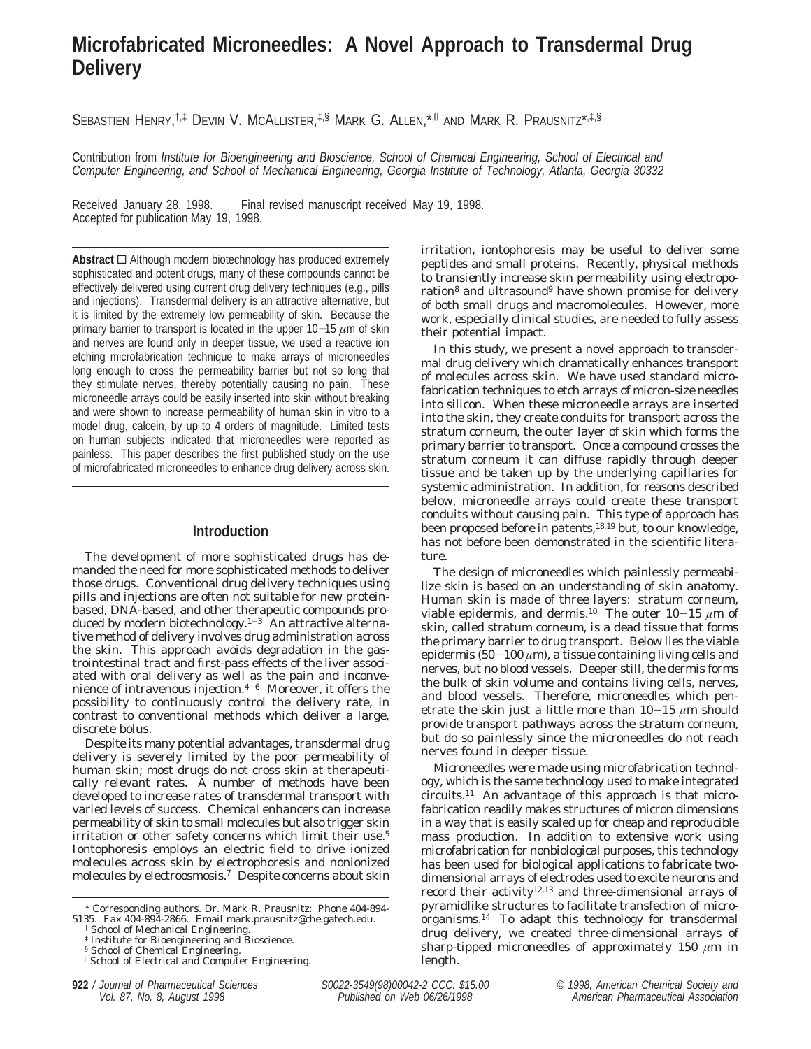# Microfabricated Microneedles: A Novel Approach to Transdermal Drug Delivery

SEBASTIEN HENRY,[†,‡] DEVIN V. MCALLISTER,[‡,§] MARK G. ALLEN,[*,||] AND MARK R. PRAUSNITZ[*,‡,§]

Contribution from *Institute for Bioengineering and Bioscience, School of Chemical Engineering, School of Electrical and Computer Engineering, and School of Mechanical Engineering, Georgia Institute of Technology, Atlanta, Georgia 30332*

Received January 28, 1998. Final revised manuscript received May 19, 1998. Accepted for publication May 19, 1998.

**Abstract** □ Although modern biotechnology has produced extremely sophisticated and potent drugs, many of these compounds cannot be effectively delivered using current drug delivery techniques (e.g., pills and injections). Transdermal delivery is an attractive alternative, but it is limited by the extremely low permeability of skin. Because the primary barrier to transport is located in the upper 10–15 $\mu$m of skin and nerves are found only in deeper tissue, we used a reactive ion etching microfabrication technique to make arrays of microneedles long enough to cross the permeability barrier but not so long that they stimulate nerves, thereby potentially causing no pain. These microneedle arrays could be easily inserted into skin without breaking and were shown to increase permeability of human skin in vitro to a model drug, calcein, by up to 4 orders of magnitude. Limited tests on human subjects indicated that microneedles were reported as painless. This paper describes the first published study on the use of microfabricated microneedles to enhance drug delivery across skin.

## Introduction

The development of more sophisticated drugs has demanded the need for more sophisticated methods to deliver those drugs. Conventional drug delivery techniques using pills and injections are often not suitable for new protein-based, DNA-based, and other therapeutic compounds produced by modern biotechnology.[1–3] An attractive alternative method of delivery involves drug administration across the skin. This approach avoids degradation in the gastrointestinal tract and first-pass effects of the liver associated with oral delivery as well as the pain and inconvenience of intravenous injection.[4–6] Moreover, it offers the possibility to continuously control the delivery rate, in contrast to conventional methods which deliver a large, discrete bolus.

Despite its many potential advantages, transdermal drug delivery is severely limited by the poor permeability of human skin; most drugs do not cross skin at therapeutically relevant rates. A number of methods have been developed to increase rates of transdermal transport with varied levels of success. Chemical enhancers can increase permeability of skin to small molecules but also trigger skin irritation or other safety concerns which limit their use.[5] Iontophoresis employs an electric field to drive ionized molecules across skin by electrophoresis and nonionized molecules by electroosmosis.[7] Despite concerns about skin irritation, iontophoresis may be useful to deliver some peptides and small proteins. Recently, physical methods to transiently increase skin permeability using electroporation[8] and ultrasound[9] have shown promise for delivery of both small drugs and macromolecules. However, more work, especially clinical studies, are needed to fully assess their potential impact.

In this study, we present a novel approach to transdermal drug delivery which dramatically enhances transport of molecules across skin. We have used standard microfabrication techniques to etch arrays of micron-size needles into silicon. When these microneedle arrays are inserted into the skin, they create conduits for transport across the stratum corneum, the outer layer of skin which forms the primary barrier to transport. Once a compound crosses the stratum corneum it can diffuse rapidly through deeper tissue and be taken up by the underlying capillaries for systemic administration. In addition, for reasons described below, microneedle arrays could create these transport conduits without causing pain. This type of approach has been proposed before in patents,[18,19] but, to our knowledge, has not before been demonstrated in the scientific literature.

The design of microneedles which painlessly permeabilize skin is based on an understanding of skin anatomy. Human skin is made of three layers: stratum corneum, viable epidermis, and dermis.[10] The outer 10–15 $\mu$m of skin, called stratum corneum, is a dead tissue that forms the primary barrier to drug transport. Below lies the viable epidermis (50–100 $\mu$m), a tissue containing living cells and nerves, but no blood vessels. Deeper still, the dermis forms the bulk of skin volume and contains living cells, nerves, and blood vessels. Therefore, microneedles which penetrate the skin just a little more than 10–15 $\mu$m should provide transport pathways across the stratum corneum, but do so painlessly since the microneedles do not reach nerves found in deeper tissue.

Microneedles were made using microfabrication technology, which is the same technology used to make integrated circuits.[11] An advantage of this approach is that microfabrication readily makes structures of micron dimensions in a way that is easily scaled up for cheap and reproducible mass production. In addition to extensive work using microfabrication for nonbiological purposes, this technology has been used for biological applications to fabricate two-dimensional arrays of electrodes used to excite neurons and record their activity[12,13] and three-dimensional arrays of pyramidlike structures to facilitate transfection of microorganisms.[14] To adapt this technology for transdermal drug delivery, we created three-dimensional arrays of sharp-tipped microneedles of approximately 150 $\mu$m in length.

\* Corresponding authors. Dr. Mark R. Prausnitz: Phone 404-894-5135. Fax 404-894-2866. Email mark.prausnitz@che.gatech.edu.
† School of Mechanical Engineering.
‡ Institute for Bioengineering and Bioscience.
§ School of Chemical Engineering.
|| School of Electrical and Computer Engineering.

S0022-3549(98)00042-2 CCC: $15.00 © 1998, American Chemical Society and American Pharmaceutical Association
Published on Web 06/26/1998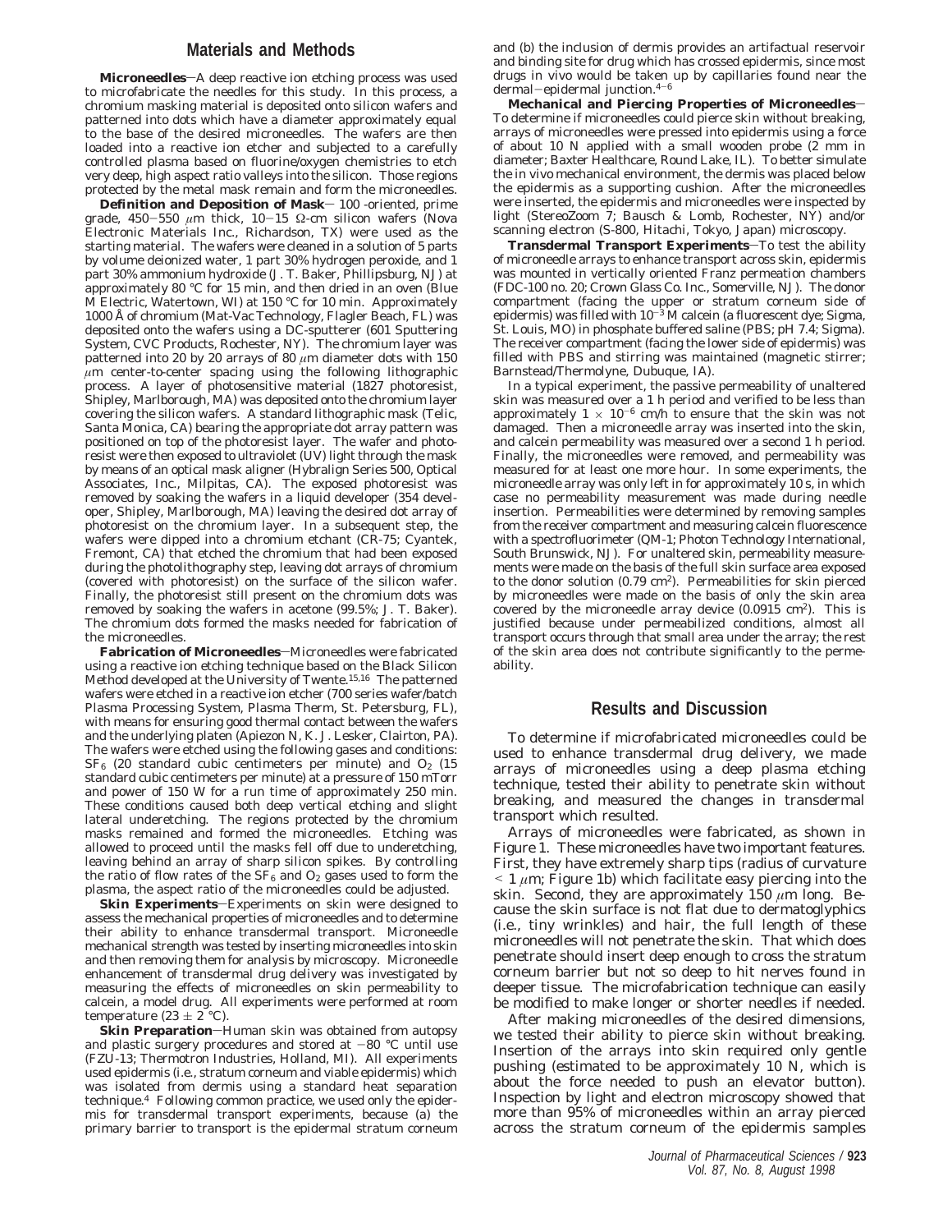## Materials and Methods

**Microneedles**—A deep reactive ion etching process was used to microfabricate the needles for this study. In this process, a chromium masking material is deposited onto silicon wafers and patterned into dots which have a diameter approximately equal to the base of the desired microneedles. The wafers are then loaded into a reactive ion etcher and subjected to a carefully controlled plasma based on fluorine/oxygen chemistries to etch very deep, high aspect ratio valleys into the silicon. Those regions protected by the metal mask remain and form the microneedles.

**Definition and Deposition of Mask**— 100 -oriented, prime grade, 450–550 $\mu$m thick, 10–15 $\Omega$-cm silicon wafers (Nova Electronic Materials Inc., Richardson, TX) were used as the starting material. The wafers were cleaned in a solution of 5 parts by volume deionized water, 1 part 30% hydrogen peroxide, and 1 part 30% ammonium hydroxide (J. T. Baker, Phillipsburg, NJ) at approximately 80 °C for 15 min, and then dried in an oven (Blue M Electric, Watertown, WI) at 150 °C for 10 min. Approximately 1000 Å of chromium (Mat-Vac Technology, Flagler Beach, FL) was deposited onto the wafers using a DC-sputterer (601 Sputtering System, CVC Products, Rochester, NY). The chromium layer was patterned into 20 by 20 arrays of 80 $\mu$m diameter dots with 150 $\mu$m center-to-center spacing using the following lithographic process. A layer of photosensitive material (1827 photoresist, Shipley, Marlborough, MA) was deposited onto the chromium layer covering the silicon wafers. A standard lithographic mask (Telic, Santa Monica, CA) bearing the appropriate dot array pattern was positioned on top of the photoresist layer. The wafer and photoresist were then exposed to ultraviolet (UV) light through the mask by means of an optical mask aligner (Hybralign Series 500, Optical Associates, Inc., Milpitas, CA). The exposed photoresist was removed by soaking the wafers in a liquid developer (354 developer, Shipley, Marlborough, MA) leaving the desired dot array of photoresist on the chromium layer. In a subsequent step, the wafers were dipped into a chromium etchant (CR-75; Cyantek, Fremont, CA) that etched the chromium that had been exposed during the photolithography step, leaving dot arrays of chromium (covered with photoresist) on the surface of the silicon wafer. Finally, the photoresist still present on the chromium dots was removed by soaking the wafers in acetone (99.5%; J. T. Baker). The chromium dots formed the masks needed for fabrication of the microneedles.

**Fabrication of Microneedles**—Microneedles were fabricated using a reactive ion etching technique based on the Black Silicon Method developed at the University of Twente.[15,16] The patterned wafers were etched in a reactive ion etcher (700 series wafer/batch Plasma Processing System, Plasma Therm, St. Petersburg, FL), with means for ensuring good thermal contact between the wafers and the underlying platen (Apiezon N, K. J. Lesker, Clairton, PA). The wafers were etched using the following gases and conditions: $SF_6$ (20 standard cubic centimeters per minute) and $O_2$ (15 standard cubic centimeters per minute) at a pressure of 150 mTorr and power of 150 W for a run time of approximately 250 min. These conditions caused both deep vertical etching and slight lateral underetching. The regions protected by the chromium masks remained and formed the microneedles. Etching was allowed to proceed until the masks fell off due to underetching, leaving behind an array of sharp silicon spikes. By controlling the ratio of flow rates of the $SF_6$ and $O_2$ gases used to form the plasma, the aspect ratio of the microneedles could be adjusted.

**Skin Experiments**—Experiments on skin were designed to assess the mechanical properties of microneedles and to determine their ability to enhance transdermal transport. Microneedle mechanical strength was tested by inserting microneedles into skin and then removing them for analysis by microscopy. Microneedle enhancement of transdermal drug delivery was investigated by measuring the effects of microneedles on skin permeability to calcein, a model drug. All experiments were performed at room temperature (23 ± 2 °C).

**Skin Preparation**—Human skin was obtained from autopsy and plastic surgery procedures and stored at −80 °C until use (FZU-13; Thermotron Industries, Holland, MI). All experiments used epidermis (i.e., stratum corneum and viable epidermis) which was isolated from dermis using a standard heat separation technique.[4] Following common practice, we used only the epidermis for transdermal transport experiments, because (a) the primary barrier to transport is the epidermal stratum corneum and (b) the inclusion of dermis provides an artifactual reservoir and binding site for drug which has crossed epidermis, since most drugs in vivo would be taken up by capillaries found near the dermal–epidermal junction.[4–6]

**Mechanical and Piercing Properties of Microneedles**—To determine if microneedles could pierce skin without breaking, arrays of microneedles were pressed into epidermis using a force of about 10 N applied with a small wooden probe (2 mm in diameter; Baxter Healthcare, Round Lake, IL). To better simulate the in vivo mechanical environment, the dermis was placed below the epidermis as a supporting cushion. After the microneedles were inserted, the epidermis and microneedles were inspected by light (StereoZoom 7; Bausch & Lomb, Rochester, NY) and/or scanning electron (S-800, Hitachi, Tokyo, Japan) microscopy.

**Transdermal Transport Experiments**—To test the ability of microneedle arrays to enhance transport across skin, epidermis was mounted in vertically oriented Franz permeation chambers (FDC-100 no. 20; Crown Glass Co. Inc., Somerville, NJ). The donor compartment (facing the upper or stratum corneum side of epidermis) was filled with $10^{-3}$ M calcein (a fluorescent dye; Sigma, St. Louis, MO) in phosphate buffered saline (PBS; pH 7.4; Sigma). The receiver compartment (facing the lower side of epidermis) was filled with PBS and stirring was maintained (magnetic stirrer; Barnstead/Thermolyne, Dubuque, IA).

In a typical experiment, the passive permeability of unaltered skin was measured over a 1 h period and verified to be less than approximately $1 \times 10^{-6}$ cm/h to ensure that the skin was not damaged. Then a microneedle array was inserted into the skin, and calcein permeability was measured over a second 1 h period. Finally, the microneedles were removed, and permeability was measured for at least one more hour. In some experiments, the microneedle array was only left in for approximately 10 s, in which case no permeability measurement was made during needle insertion. Permeabilities were determined by removing samples from the receiver compartment and measuring calcein fluorescence with a spectrofluorimeter (QM-1; Photon Technology International, South Brunswick, NJ). For unaltered skin, permeability measurements were made on the basis of the full skin surface area exposed to the donor solution (0.79 cm$^2$). Permeabilities for skin pierced by microneedles were made on the basis of only the skin area covered by the microneedle array device (0.0915 cm$^2$). This is justified because under permeabilized conditions, almost all transport occurs through that small area under the array; the rest of the skin area does not contribute significantly to the permeability.

## Results and Discussion

To determine if microfabricated microneedles could be used to enhance transdermal drug delivery, we made arrays of microneedles using a deep plasma etching technique, tested their ability to penetrate skin without breaking, and measured the changes in transdermal transport which resulted.

Arrays of microneedles were fabricated, as shown in Figure 1. These microneedles have two important features. First, they have extremely sharp tips (radius of curvature < 1 $\mu$m; Figure 1b) which facilitate easy piercing into the skin. Second, they are approximately 150 $\mu$m long. Because the skin surface is not flat due to dermatoglyphics (i.e., tiny wrinkles) and hair, the full length of these microneedles will not penetrate the skin. That which does penetrate should insert deep enough to cross the stratum corneum barrier but not so deep to hit nerves found in deeper tissue. The microfabrication technique can easily be modified to make longer or shorter needles if needed.

After making microneedles of the desired dimensions, we tested their ability to pierce skin without breaking. Insertion of the arrays into skin required only gentle pushing (estimated to be approximately 10 N, which is about the force needed to push an elevator button). Inspection by light and electron microscopy showed that more than 95% of microneedles within an array pierced across the stratum corneum of the epidermis samples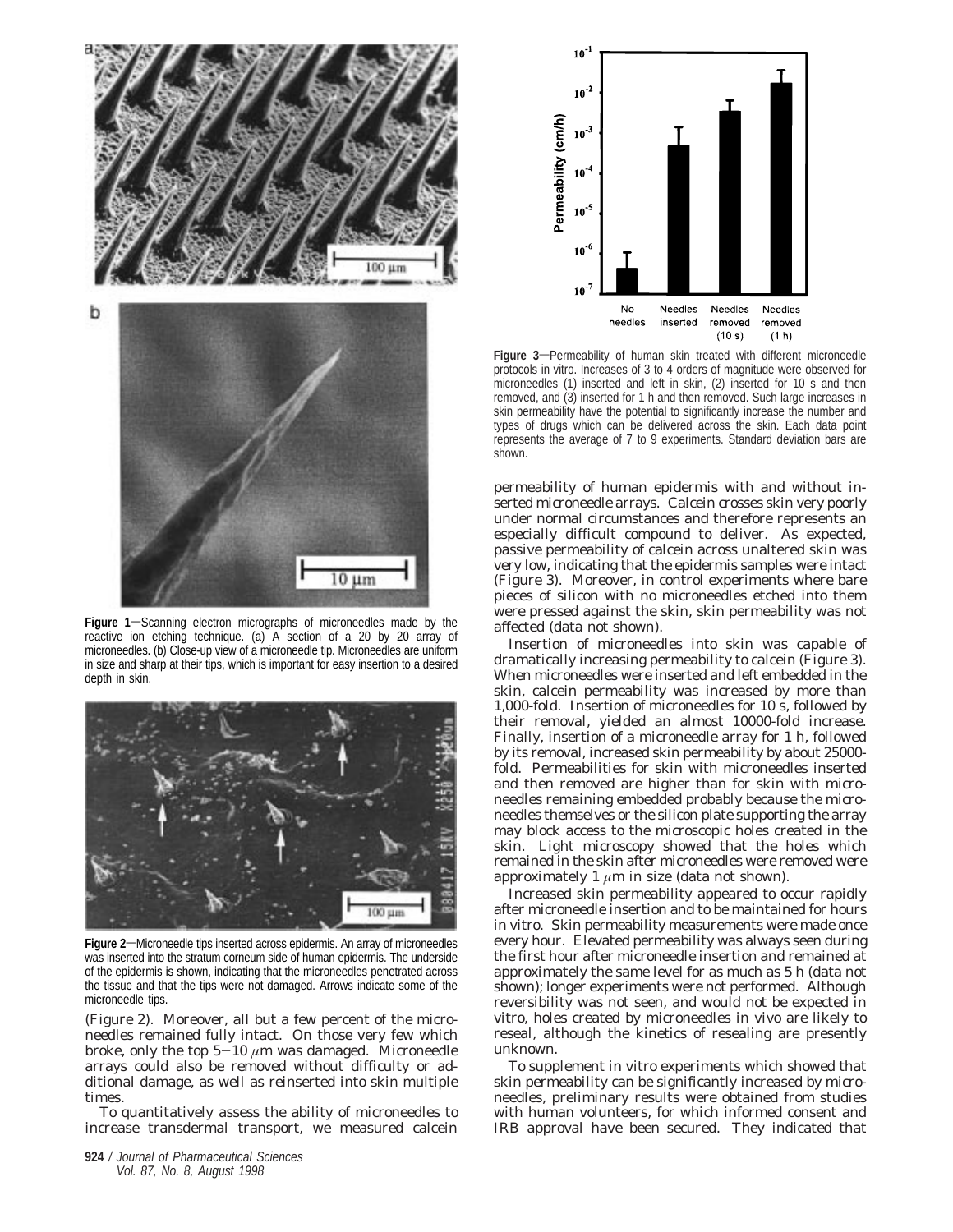**Figure 1**—Scanning electron micrographs of microneedles made by the reactive ion etching technique. (a) A section of a 20 by 20 array of microneedles. (b) Close-up view of a microneedle tip. Microneedles are uniform in size and sharp at their tips, which is important for easy insertion to a desired depth in skin.

**Figure 2**—Microneedle tips inserted across epidermis. An array of microneedles was inserted into the stratum corneum side of human epidermis. The underside of the epidermis is shown, indicating that the microneedles penetrated across the tissue and that the tips were not damaged. Arrows indicate some of the microneedle tips.

(Figure 2). Moreover, all but a few percent of the microneedles remained fully intact. On those very few which broke, only the top 5–10 $\mu$m was damaged. Microneedle arrays could also be removed without difficulty or additional damage, as well as reinserted into skin multiple times.

To quantitatively assess the ability of microneedles to increase transdermal transport, we measured calcein permeability of human epidermis with and without inserted microneedle arrays. Calcein crosses skin very poorly under normal circumstances and therefore represents an especially difficult compound to deliver. As expected, passive permeability of calcein across unaltered skin was very low, indicating that the epidermis samples were intact (Figure 3). Moreover, in control experiments where bare pieces of silicon with no microneedles etched into them were pressed against the skin, skin permeability was not affected (data not shown).

**Figure 3**—Permeability of human skin treated with different microneedle protocols in vitro. Increases of 3 to 4 orders of magnitude were observed for microneedles (1) inserted and left in skin, (2) inserted for 10 s and then removed, and (3) inserted for 1 h and then removed. Such large increases in skin permeability have the potential to significantly increase the number and types of drugs which can be delivered across the skin. Each data point represents the average of 7 to 9 experiments. Standard deviation bars are shown.

Insertion of microneedles into skin was capable of dramatically increasing permeability to calcein (Figure 3). When microneedles were inserted and left embedded in the skin, calcein permeability was increased by more than 1,000-fold. Insertion of microneedles for 10 s, followed by their removal, yielded an almost 10000-fold increase. Finally, insertion of a microneedle array for 1 h, followed by its removal, increased skin permeability by about 25000-fold. Permeabilities for skin with microneedles inserted and then removed are higher than for skin with microneedles remaining embedded probably because the microneedles themselves or the silicon plate supporting the array may block access to the microscopic holes created in the skin. Light microscopy showed that the holes which remained in the skin after microneedles were removed were approximately 1 $\mu$m in size (data not shown).

Increased skin permeability appeared to occur rapidly after microneedle insertion and to be maintained for hours in vitro. Skin permeability measurements were made once every hour. Elevated permeability was always seen during the first hour after microneedle insertion and remained at approximately the same level for as much as 5 h (data not shown); longer experiments were not performed. Although reversibility was not seen, and would not be expected in vitro, holes created by microneedles in vivo are likely to reseal, although the kinetics of resealing are presently unknown.

To supplement in vitro experiments which showed that skin permeability can be significantly increased by microneedles, preliminary results were obtained from studies with human volunteers, for which informed consent and IRB approval have been secured. They indicated that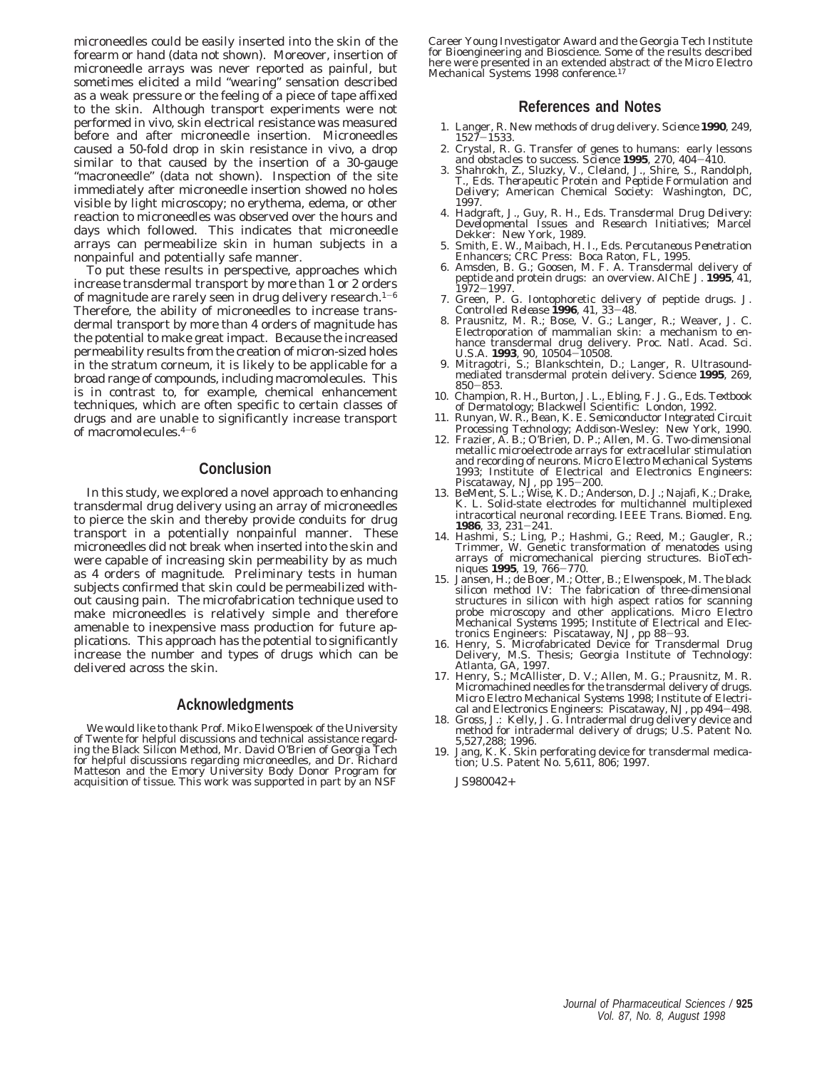microneedles could be easily inserted into the skin of the forearm or hand (data not shown). Moreover, insertion of microneedle arrays was never reported as painful, but sometimes elicited a mild "wearing" sensation described as a weak pressure or the feeling of a piece of tape affixed to the skin. Although transport experiments were not performed in vivo, skin electrical resistance was measured before and after microneedle insertion. Microneedles caused a 50-fold drop in skin resistance in vivo, a drop similar to that caused by the insertion of a 30-gauge "macroneedle" (data not shown). Inspection of the site immediately after microneedle insertion showed no holes visible by light microscopy; no erythema, edema, or other reaction to microneedles was observed over the hours and days which followed. This indicates that microneedle arrays can permeabilize skin in human subjects in a nonpainful and potentially safe manner.

To put these results in perspective, approaches which increase transdermal transport by more than 1 or 2 orders of magnitude are rarely seen in drug delivery research.[1−6] Therefore, the ability of microneedles to increase transdermal transport by more than 4 orders of magnitude has the potential to make great impact. Because the increased permeability results from the creation of micron-sized holes in the stratum corneum, it is likely to be applicable for a broad range of compounds, including macromolecules. This is in contrast to, for example, chemical enhancement techniques, which are often specific to certain classes of drugs and are unable to significantly increase transport of macromolecules.[4−6]

## Conclusion

In this study, we explored a novel approach to enhancing transdermal drug delivery using an array of microneedles to pierce the skin and thereby provide conduits for drug transport in a potentially nonpainful manner. These microneedles did not break when inserted into the skin and were capable of increasing skin permeability by as much as 4 orders of magnitude. Preliminary tests in human subjects confirmed that skin could be permeabilized without causing pain. The microfabrication technique used to make microneedles is relatively simple and therefore amenable to inexpensive mass production for future applications. This approach has the potential to significantly increase the number and types of drugs which can be delivered across the skin.

## Acknowledgments

We would like to thank Prof. Miko Elwenspoek of the University of Twente for helpful discussions and technical assistance regarding the Black Silicon Method, Mr. David O'Brien of Georgia Tech for helpful discussions regarding microneedles, and Dr. Richard Matteson and the Emory University Body Donor Program for acquisition of tissue. This work was supported in part by an NSF Career Young Investigator Award and the Georgia Tech Institute for Bioengineering and Bioscience. Some of the results described here were presented in an extended abstract of the Micro Electro Mechanical Systems 1998 conference.[17]

## References and Notes

1. Langer, R. New methods of drug delivery. *Science* **1990**, 249, 1527−1533.
2. Crystal, R. G. Transfer of genes to humans: early lessons and obstacles to success. *Science* **1995**, 270, 404−410.
3. Shahrokh, Z., Sluzky, V., Cleland, J., Shire, S., Randolph, T., Eds. *Therapeutic Protein and Peptide Formulation and Delivery*; American Chemical Society: Washington, DC, 1997.
4. Hadgraft, J., Guy, R. H., Eds. *Transdermal Drug Delivery: Developmental Issues and Research Initiatives*; Marcel Dekker: New York, 1989.
5. Smith, E. W., Maibach, H. I., Eds. *Percutaneous Penetration Enhancers*; CRC Press: Boca Raton, FL, 1995.
6. Amsden, B. G.; Goosen, M. F. A. Transdermal delivery of peptide and protein drugs: an overview. *AIChE J.* **1995**, 41, 1972−1997.
7. Green, P. G. Iontophoretic delivery of peptide drugs. *J. Controlled Release* **1996**, 41, 33−48.
8. Prausnitz, M. R.; Bose, V. G.; Langer, R.; Weaver, J. C. Electroporation of mammalian skin: a mechanism to enhance transdermal drug delivery. *Proc. Natl. Acad. Sci. U.S.A.* **1993**, 90, 10504−10508.
9. Mitragotri, S.; Blankschtein, D.; Langer, R. Ultrasound-mediated transdermal protein delivery. *Science* **1995**, 269, 850−853.
10. Champion, R. H., Burton, J. L., Ebling, F. J. G., Eds. *Textbook of Dermatology*; Blackwell Scientific: London, 1992.
11. Runyan, W. R., Bean, K. E. *Semiconductor Integrated Circuit Processing Technology*; Addison-Wesley: New York, 1990.
12. Frazier, A. B.; O'Brien, D. P.; Allen, M. G. Two-dimensional metallic microelectrode arrays for extracellular stimulation and recording of neurons. *Micro Electro Mechanical Systems 1993*; Institute of Electrical and Electronics Engineers: Piscataway, NJ, pp 195−200.
13. BeMent, S. L.; Wise, K. D.; Anderson, D. J.; Najafi, K.; Drake, K. L. Solid-state electrodes for multichannel multiplexed intracortical neuronal recording. *IEEE Trans. Biomed. Eng.* **1986**, 33, 231−241.
14. Hashmi, S.; Ling, P.; Hashmi, G.; Reed, M.; Gaugler, R.; Trimmer, W. Genetic transformation of menatodes using arrays of micromechanical piercing structures. *BioTechniques* **1995**, 19, 766−770.
15. Jansen, H.; de Boer, M.; Otter, B.; Elwenspoek, M. The black silicon method IV: The fabrication of three-dimensional structures in silicon with high aspect ratios for scanning probe microscopy and other applications. *Micro Electro Mechanical Systems 1995*; Institute of Electrical and Electronics Engineers: Piscataway, NJ, pp 88−93.
16. Henry, S. Microfabricated Device for Transdermal Drug Delivery, M.S. Thesis; Georgia Institute of Technology: Atlanta, GA, 1997.
17. Henry, S.; McAllister, D. V.; Allen, M. G.; Prausnitz, M. R. Micromachined needles for the transdermal delivery of drugs. *Micro Electro Mechanical Systems 1998*; Institute of Electrical and Electronics Engineers: Piscataway, NJ, pp 494−498.
18. Gross, J.: Kelly, J. G. Intradermal drug delivery device and method for intradermal delivery of drugs; U.S. Patent No. 5,527,288; 1996.
19. Jang, K. K. Skin perforating device for transdermal medication; U.S. Patent No. 5,611, 806; 1997.

JS980042+